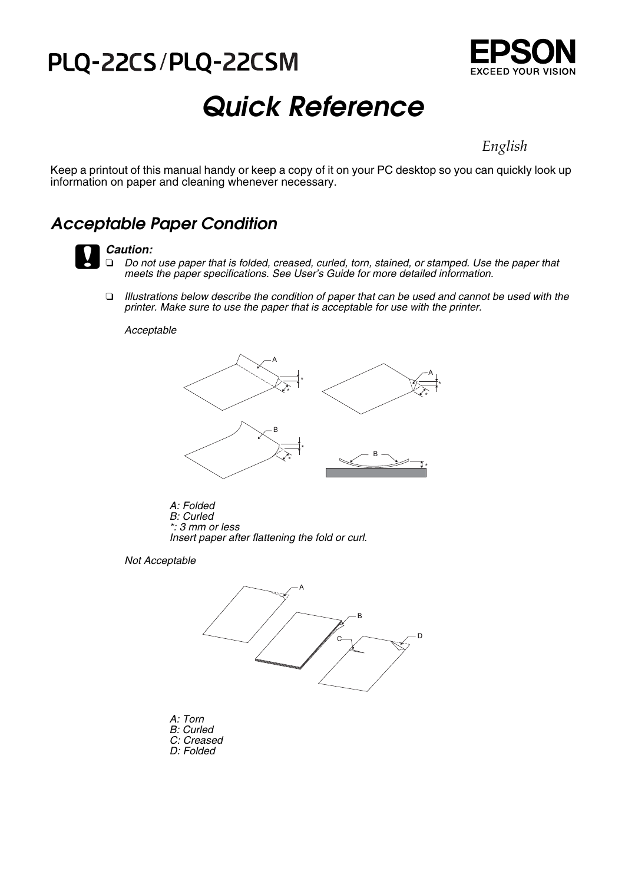# PLQ-22CS/PLQ-22CSM

EPSON
EXCEED YOUR VISION

# *Quick Reference*

*English*

Keep a printout of this manual handy or keep a copy of it on your PC desktop so you can quickly look up information on paper and cleaning whenever necessary.

## *Acceptable Paper Condition*

***Caution:***

- *Do not use paper that is folded, creased, curled, torn, stained, or stamped. Use the paper that meets the paper specifications. See User's Guide for more detailed information.*
- *Illustrations below describe the condition of paper that can be used and cannot be used with the printer. Make sure to use the paper that is acceptable for use with the printer.*

*Acceptable*

*A: Folded*
*B: Curled*
*\*: 3 mm or less*
*Insert paper after flattening the fold or curl.*

*Not Acceptable*

*A: Torn*
*B: Curled*
*C: Creased*
*D: Folded*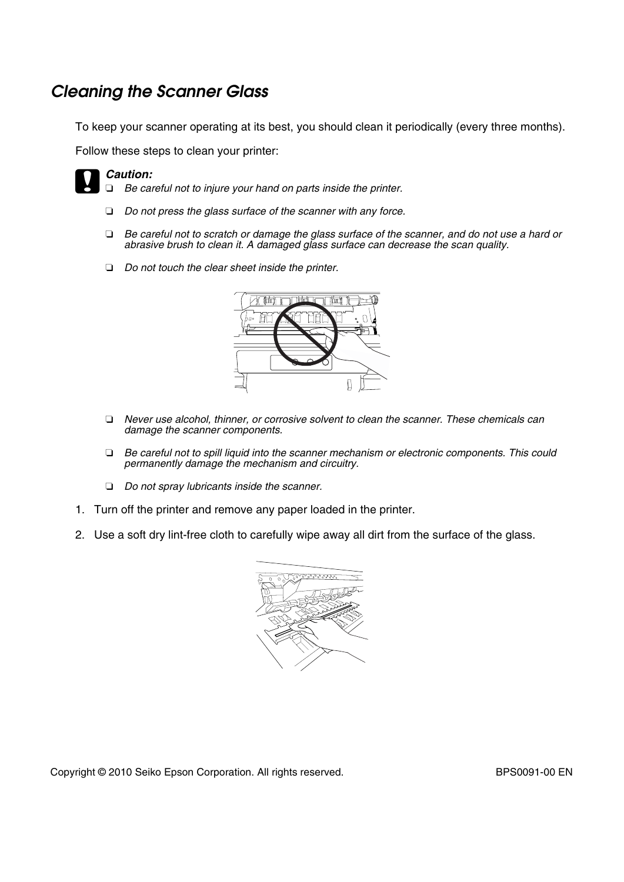## *Cleaning the Scanner Glass*

To keep your scanner operating at its best, you should clean it periodically (every three months).

Follow these steps to clean your printer:

> **Caution:**
> - *Be careful not to injure your hand on parts inside the printer.*
> - *Do not press the glass surface of the scanner with any force.*
> - *Be careful not to scratch or damage the glass surface of the scanner, and do not use a hard or abrasive brush to clean it. A damaged glass surface can decrease the scan quality.*
> - *Do not touch the clear sheet inside the printer.*
> - *Never use alcohol, thinner, or corrosive solvent to clean the scanner. These chemicals can damage the scanner components.*
> - *Be careful not to spill liquid into the scanner mechanism or electronic components. This could permanently damage the mechanism and circuitry.*
> - *Do not spray lubricants inside the scanner.*

1. Turn off the printer and remove any paper loaded in the printer.
2. Use a soft dry lint-free cloth to carefully wipe away all dirt from the surface of the glass.

Copyright © 2010 Seiko Epson Corporation. All rights reserved. BPS0091-00 EN